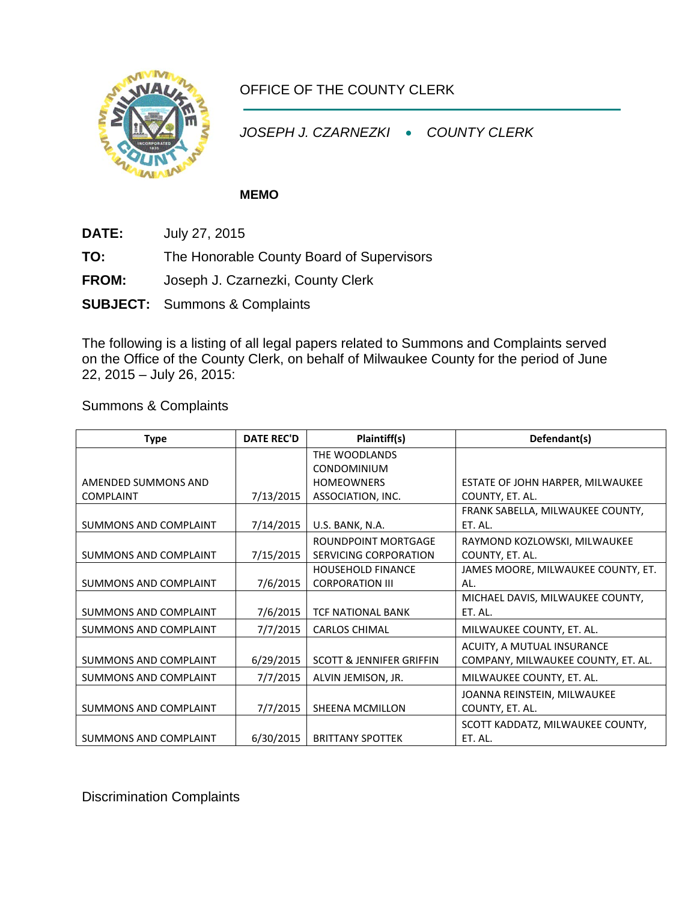# OFFICE OF THE COUNTY CLERK

*JOSEPH J. CZARNEZKI • COUNTY CLERK*

**MEMO**

**DATE:** July 27, 2015

**TO:** The Honorable County Board of Supervisors

**FROM:** Joseph J. Czarnezki, County Clerk

**SUBJECT:** Summons & Complaints

The following is a listing of all legal papers related to Summons and Complaints served on the Office of the County Clerk, on behalf of Milwaukee County for the period of June 22, 2015 – July 26, 2015:

Summons & Complaints

| Type | DATE REC'D | Plaintiff(s) | Defendant(s) |
|---|---|---|---|
| AMENDED SUMMONS AND COMPLAINT | 7/13/2015 | THE WOODLANDS CONDOMINIUM HOMEOWNERS ASSOCIATION, INC. | ESTATE OF JOHN HARPER, MILWAUKEE COUNTY, ET. AL. |
| SUMMONS AND COMPLAINT | 7/14/2015 | U.S. BANK, N.A. | FRANK SABELLA, MILWAUKEE COUNTY, ET. AL. |
| SUMMONS AND COMPLAINT | 7/15/2015 | ROUNDPOINT MORTGAGE SERVICING CORPORATION | RAYMOND KOZLOWSKI, MILWAUKEE COUNTY, ET. AL. |
| SUMMONS AND COMPLAINT | 7/6/2015 | HOUSEHOLD FINANCE CORPORATION III | JAMES MOORE, MILWAUKEE COUNTY, ET. AL. |
| SUMMONS AND COMPLAINT | 7/6/2015 | TCF NATIONAL BANK | MICHAEL DAVIS, MILWAUKEE COUNTY, ET. AL. |
| SUMMONS AND COMPLAINT | 7/7/2015 | CARLOS CHIMAL | MILWAUKEE COUNTY, ET. AL. |
| SUMMONS AND COMPLAINT | 6/29/2015 | SCOTT & JENNIFER GRIFFIN | ACUITY, A MUTUAL INSURANCE COMPANY, MILWAUKEE COUNTY, ET. AL. |
| SUMMONS AND COMPLAINT | 7/7/2015 | ALVIN JEMISON, JR. | MILWAUKEE COUNTY, ET. AL. |
| SUMMONS AND COMPLAINT | 7/7/2015 | SHEENA MCMILLON | JOANNA REINSTEIN, MILWAUKEE COUNTY, ET. AL. |
| SUMMONS AND COMPLAINT | 6/30/2015 | BRITTANY SPOTTEK | SCOTT KADDATZ, MILWAUKEE COUNTY, ET. AL. |

Discrimination Complaints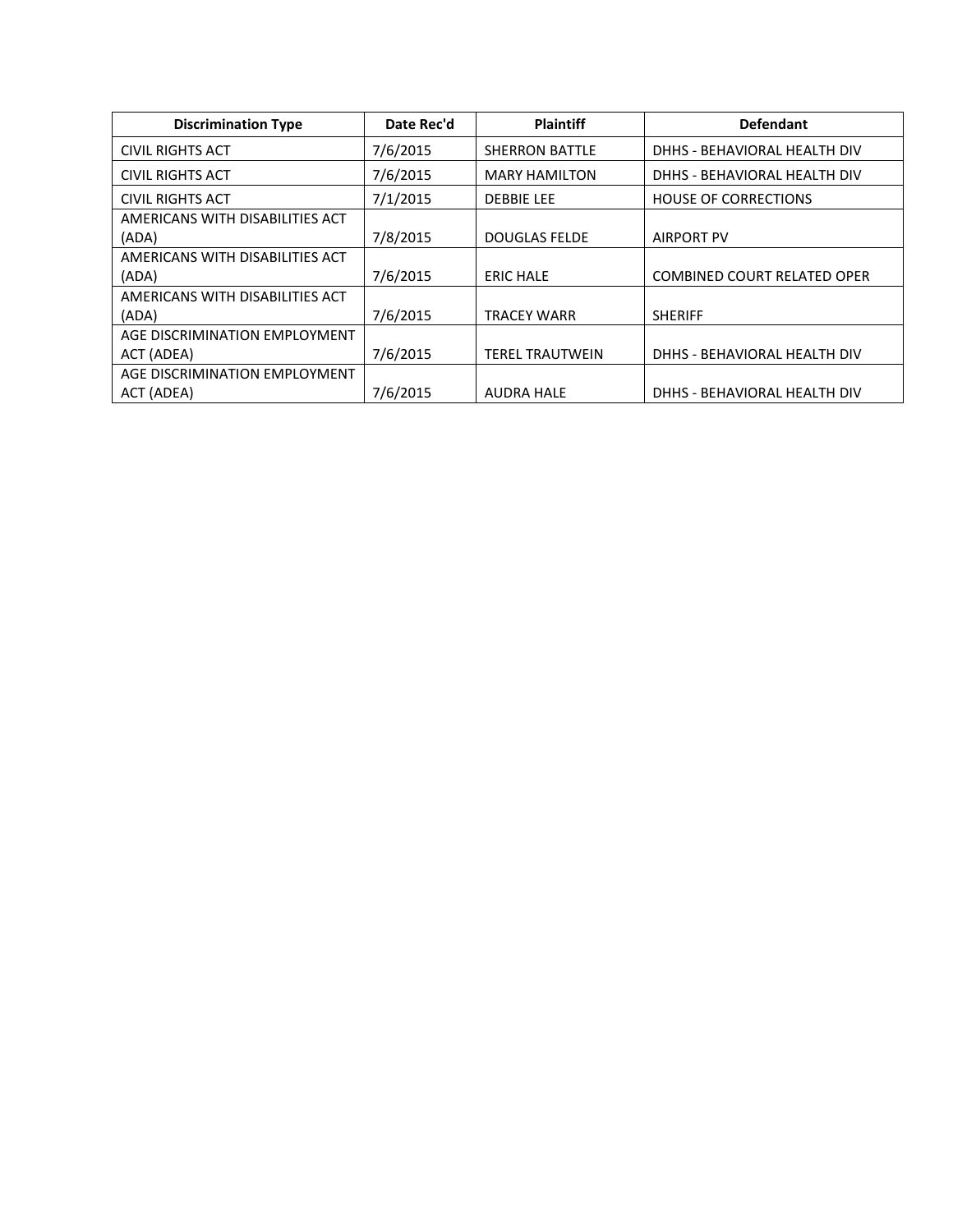| Discrimination Type | Date Rec'd | Plaintiff | Defendant |
|---|---|---|---|
| CIVIL RIGHTS ACT | 7/6/2015 | SHERRON BATTLE | DHHS - BEHAVIORAL HEALTH DIV |
| CIVIL RIGHTS ACT | 7/6/2015 | MARY HAMILTON | DHHS - BEHAVIORAL HEALTH DIV |
| CIVIL RIGHTS ACT | 7/1/2015 | DEBBIE LEE | HOUSE OF CORRECTIONS |
| AMERICANS WITH DISABILITIES ACT (ADA) | 7/8/2015 | DOUGLAS FELDE | AIRPORT PV |
| AMERICANS WITH DISABILITIES ACT (ADA) | 7/6/2015 | ERIC HALE | COMBINED COURT RELATED OPER |
| AMERICANS WITH DISABILITIES ACT (ADA) | 7/6/2015 | TRACEY WARR | SHERIFF |
| AGE DISCRIMINATION EMPLOYMENT ACT (ADEA) | 7/6/2015 | TEREL TRAUTWEIN | DHHS - BEHAVIORAL HEALTH DIV |
| AGE DISCRIMINATION EMPLOYMENT ACT (ADEA) | 7/6/2015 | AUDRA HALE | DHHS - BEHAVIORAL HEALTH DIV |